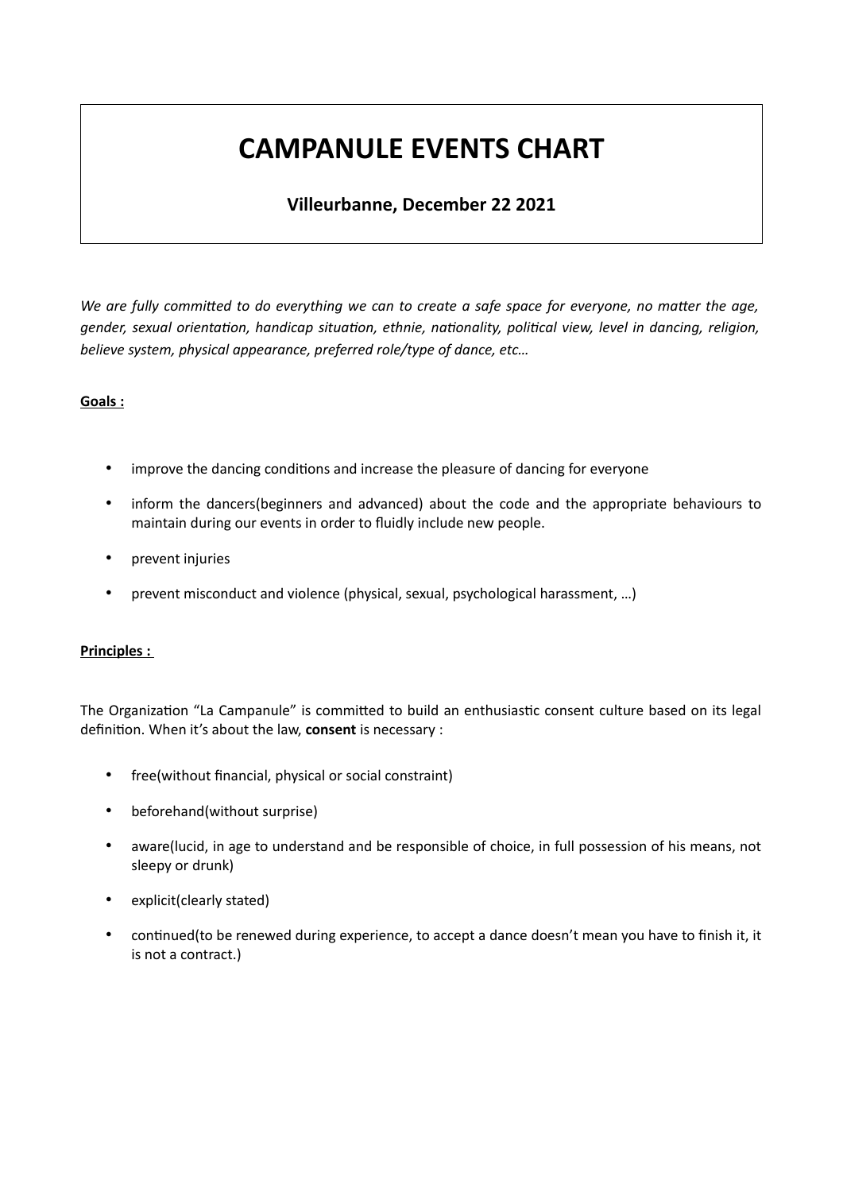# CAMPANULE EVENTS CHART

**Villeurbanne, December 22 2021**

*We are fully committed to do everything we can to create a safe space for everyone, no matter the age, gender, sexual orientation, handicap situation, ethnie, nationality, political view, level in dancing, religion, believe system, physical appearance, preferred role/type of dance, etc…*

**Goals :**

- improve the dancing conditions and increase the pleasure of dancing for everyone
- inform the dancers(beginners and advanced) about the code and the appropriate behaviours to maintain during our events in order to fluidly include new people.
- prevent injuries
- prevent misconduct and violence (physical, sexual, psychological harassment, …)

**Principles :**

The Organization "La Campanule" is committed to build an enthusiastic consent culture based on its legal definition. When it's about the law, **consent** is necessary :

- free(without financial, physical or social constraint)
- beforehand(without surprise)
- aware(lucid, in age to understand and be responsible of choice, in full possession of his means, not sleepy or drunk)
- explicit(clearly stated)
- continued(to be renewed during experience, to accept a dance doesn't mean you have to finish it, it is not a contract.)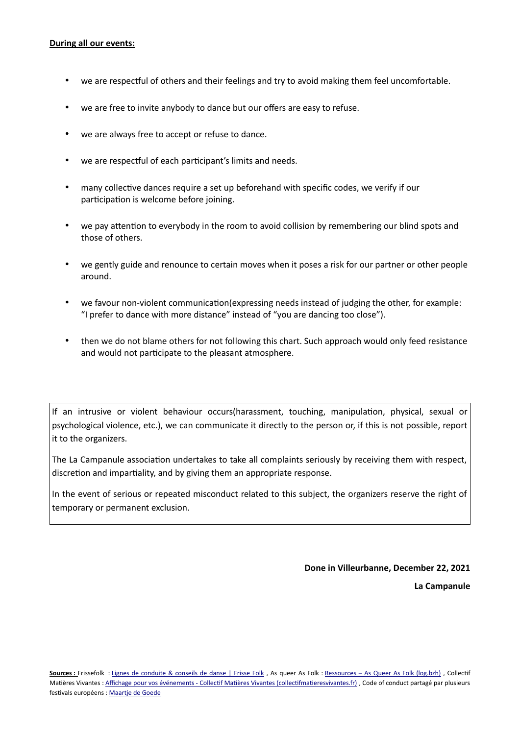**During all our events:**

- we are respectful of others and their feelings and try to avoid making them feel uncomfortable.
- we are free to invite anybody to dance but our offers are easy to refuse.
- we are always free to accept or refuse to dance.
- we are respectful of each participant's limits and needs.
- many collective dances require a set up beforehand with specific codes, we verify if our participation is welcome before joining.
- we pay attention to everybody in the room to avoid collision by remembering our blind spots and those of others.
- we gently guide and renounce to certain moves when it poses a risk for our partner or other people around.
- we favour non-violent communication(expressing needs instead of judging the other, for example: "I prefer to dance with more distance" instead of "you are dancing too close").
- then we do not blame others for not following this chart. Such approach would only feed resistance and would not participate to the pleasant atmosphere.

If an intrusive or violent behaviour occurs(harassment, touching, manipulation, physical, sexual or psychological violence, etc.), we can communicate it directly to the person or, if this is not possible, report it to the organizers.

The La Campanule association undertakes to take all complaints seriously by receiving them with respect, discretion and impartiality, and by giving them an appropriate response.

In the event of serious or repeated misconduct related to this subject, the organizers reserve the right of temporary or permanent exclusion.

**Done in Villeurbanne, December 22, 2021**

**La Campanule**

**Sources :** Frissefolk : Lignes de conduite & conseils de danse | Frisse Folk , As queer As Folk : Ressources – As Queer As Folk (log.bzh) , Collectif Matières Vivantes : Affichage pour vos événements - Collectif Matières Vivantes (collectifmatieresvivantes.fr) , Code of conduct partagé par plusieurs festivals européens : Maartje de Goede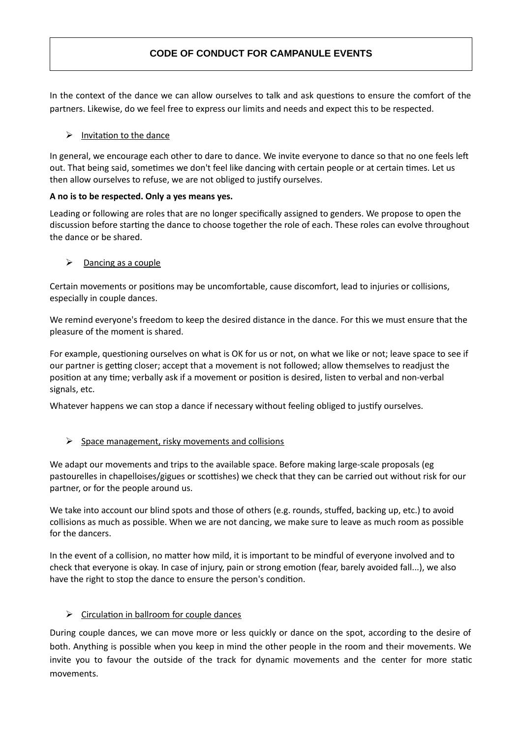# CODE OF CONDUCT FOR CAMPANULE EVENTS

In the context of the dance we can allow ourselves to talk and ask questions to ensure the comfort of the partners. Likewise, do we feel free to express our limits and needs and expect this to be respected.

- Invitation to the dance

In general, we encourage each other to dare to dance. We invite everyone to dance so that no one feels left out. That being said, sometimes we don't feel like dancing with certain people or at certain times. Let us then allow ourselves to refuse, we are not obliged to justify ourselves.

**A no is to be respected. Only a yes means yes.**

Leading or following are roles that are no longer specifically assigned to genders. We propose to open the discussion before starting the dance to choose together the role of each. These roles can evolve throughout the dance or be shared.

- Dancing as a couple

Certain movements or positions may be uncomfortable, cause discomfort, lead to injuries or collisions, especially in couple dances.

We remind everyone's freedom to keep the desired distance in the dance. For this we must ensure that the pleasure of the moment is shared.

For example, questioning ourselves on what is OK for us or not, on what we like or not; leave space to see if our partner is getting closer; accept that a movement is not followed; allow themselves to readjust the position at any time; verbally ask if a movement or position is desired, listen to verbal and non-verbal signals, etc.

Whatever happens we can stop a dance if necessary without feeling obliged to justify ourselves.

- Space management, risky movements and collisions

We adapt our movements and trips to the available space. Before making large-scale proposals (eg pastourelles in chapelloises/gigues or scottishes) we check that they can be carried out without risk for our partner, or for the people around us.

We take into account our blind spots and those of others (e.g. rounds, stuffed, backing up, etc.) to avoid collisions as much as possible. When we are not dancing, we make sure to leave as much room as possible for the dancers.

In the event of a collision, no matter how mild, it is important to be mindful of everyone involved and to check that everyone is okay. In case of injury, pain or strong emotion (fear, barely avoided fall...), we also have the right to stop the dance to ensure the person's condition.

- Circulation in ballroom for couple dances

During couple dances, we can move more or less quickly or dance on the spot, according to the desire of both. Anything is possible when you keep in mind the other people in the room and their movements. We invite you to favour the outside of the track for dynamic movements and the center for more static movements.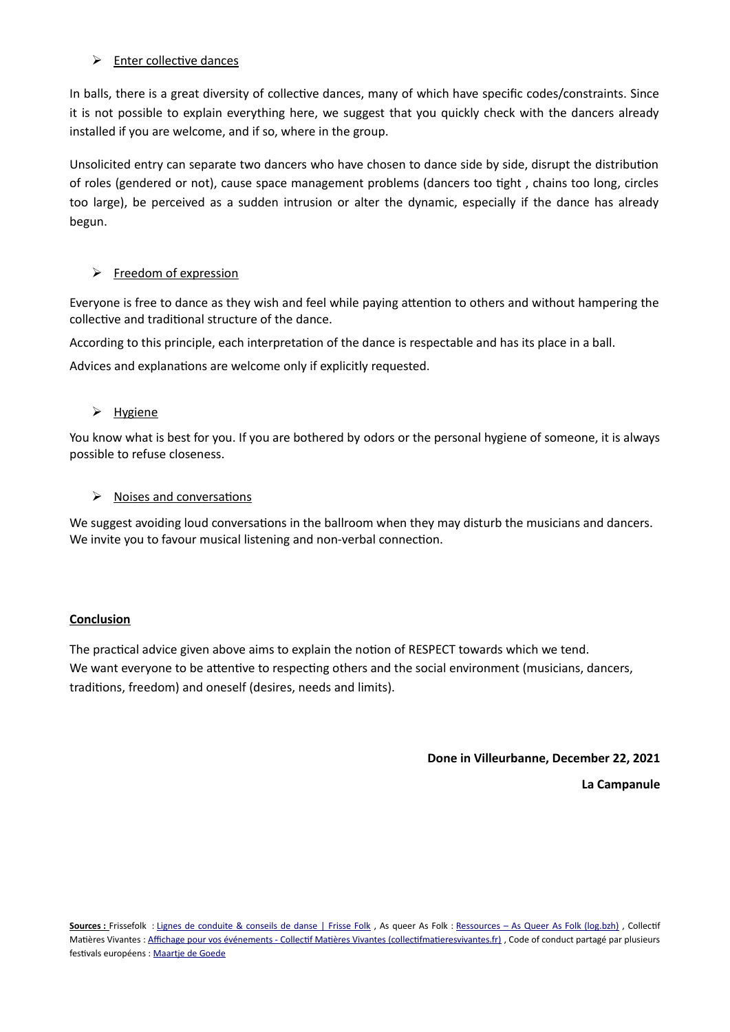- <u>Enter collective dances</u>

In balls, there is a great diversity of collective dances, many of which have specific codes/constraints. Since it is not possible to explain everything here, we suggest that you quickly check with the dancers already installed if you are welcome, and if so, where in the group.

Unsolicited entry can separate two dancers who have chosen to dance side by side, disrupt the distribution of roles (gendered or not), cause space management problems (dancers too tight , chains too long, circles too large), be perceived as a sudden intrusion or alter the dynamic, especially if the dance has already begun.

- <u>Freedom of expression</u>

Everyone is free to dance as they wish and feel while paying attention to others and without hampering the collective and traditional structure of the dance.

According to this principle, each interpretation of the dance is respectable and has its place in a ball.

Advices and explanations are welcome only if explicitly requested.

- <u>Hygiene</u>

You know what is best for you. If you are bothered by odors or the personal hygiene of someone, it is always possible to refuse closeness.

- <u>Noises and conversations</u>

We suggest avoiding loud conversations in the ballroom when they may disturb the musicians and dancers. We invite you to favour musical listening and non-verbal connection.

**<u>Conclusion</u>**

The practical advice given above aims to explain the notion of RESPECT towards which we tend.
We want everyone to be attentive to respecting others and the social environment (musicians, dancers, traditions, freedom) and oneself (desires, needs and limits).

**Done in Villeurbanne, December 22, 2021**

**La Campanule**

**<u>Sources :</u>** Frissefolk : Lignes de conduite & conseils de danse | Frisse Folk , As queer As Folk : Ressources – As Queer As Folk (log.bzh) , Collectif Matières Vivantes : Affichage pour vos événements - Collectif Matières Vivantes (collectifmatieresvivantes.fr) , Code of conduct partagé par plusieurs festivals européens : Maartje de Goede